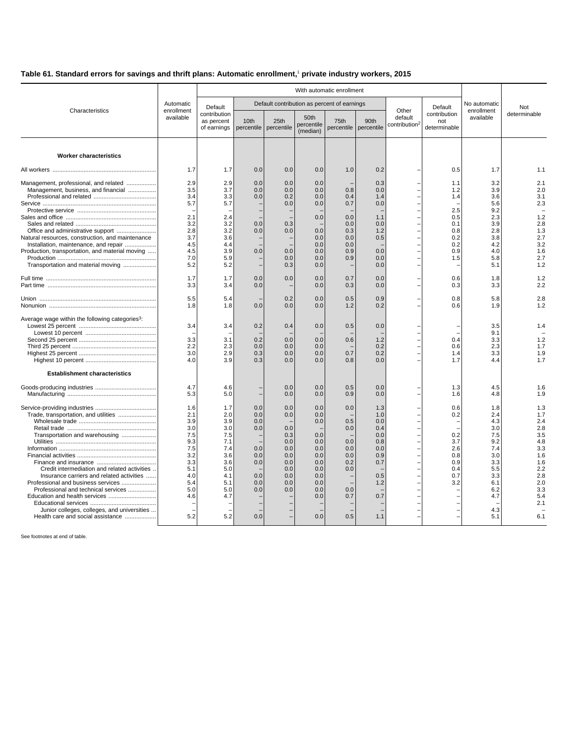# Table 61. Standard errors for savings and thrift plans: Automatic enrollment,[1] private industry workers, 2015

| Characteristics | Automatic enrollment available | With automatic enrollment | | | | | | | | No automatic enrollment available | Not determinable |
|---|---|---|---|---|---|---|---|---|---|---|---|
| | | Default contribution as percent of earnings | Default contribution as percent of earnings | | | | | Other default contribution[2] | Default contribution not determinable | | |
| | | | 10th percentile | 25th percentile | 50th percentile (median) | 75th percentile | 90th percentile | | | | |
| **Worker characteristics** | | | | | | | | | | | |
| All workers | 1.7 | 1.7 | 0.0 | 0.0 | 0.0 | 1.0 | 0.2 | – | 0.5 | 1.7 | 1.1 |
| Management, professional, and related | 2.9 | 2.9 | 0.0 | 0.0 | 0.0 | – | 0.3 | – | 1.1 | 3.2 | 2.1 |
| Management, business, and financial | 3.5 | 3.7 | 0.0 | 0.0 | 0.0 | 0.8 | 0.0 | – | 1.2 | 3.9 | 2.0 |
| Professional and related | 3.4 | 3.3 | 0.0 | 0.2 | 0.0 | 0.4 | 1.4 | – | 1.4 | 3.6 | 3.1 |
| Service | 5.7 | 5.7 | – | 0.0 | 0.0 | 0.7 | 0.0 | – | – | 5.6 | 2.3 |
| Protective service | – | – | – | – | – | – | – | – | 2.5 | 9.2 | – |
| Sales and office | 2.1 | 2.4 | – | – | 0.0 | 0.0 | 1.1 | – | 0.5 | 2.3 | 1.2 |
| Sales and related | 3.2 | 3.2 | 0.0 | 0.3 | – | 0.0 | 0.0 | – | 0.1 | 3.9 | 2.8 |
| Office and administrative support | 2.8 | 3.2 | 0.0 | 0.0 | 0.0 | 0.3 | 1.2 | – | 0.8 | 2.8 | 1.3 |
| Natural resources, construction, and maintenance | 3.7 | 3.6 | – | – | 0.0 | 0.0 | 0.5 | – | 0.2 | 3.8 | 2.7 |
| Installation, maintenance, and repair | 4.5 | 4.4 | – | – | 0.0 | 0.0 | – | – | 0.2 | 4.2 | 3.2 |
| Production, transportation, and material moving | 4.5 | 3.9 | 0.0 | 0.0 | 0.0 | 0.9 | 0.0 | – | 0.9 | 4.0 | 1.6 |
| Production | 7.0 | 5.9 | – | 0.0 | 0.0 | 0.9 | 0.0 | – | 1.5 | 5.8 | 2.7 |
| Transportation and material moving | 5.2 | 5.2 | – | 0.3 | 0.0 | – | 0.0 | – | – | 5.1 | 1.2 |
| Full time | 1.7 | 1.7 | 0.0 | 0.0 | 0.0 | 0.7 | 0.0 | – | 0.6 | 1.8 | 1.2 |
| Part time | 3.3 | 3.4 | 0.0 | – | 0.0 | 0.3 | 0.0 | – | 0.3 | 3.3 | 2.2 |
| Union | 5.5 | 5.4 | – | 0.2 | 0.0 | 0.5 | 0.9 | – | 0.8 | 5.8 | 2.8 |
| Nonunion | 1.8 | 1.8 | 0.0 | 0.0 | 0.0 | 1.2 | 0.2 | – | 0.6 | 1.9 | 1.2 |
| Average wage within the following categories[3]: | | | | | | | | | | | |
| Lowest 25 percent | 3.4 | 3.4 | 0.2 | 0.4 | 0.0 | 0.5 | 0.0 | – | – | 3.5 | 1.4 |
| Lowest 10 percent | – | – | – | – | – | – | – | – | – | 9.1 | – |
| Second 25 percent | 3.3 | 3.1 | 0.2 | 0.0 | 0.0 | 0.6 | 1.2 | – | 0.4 | 3.3 | 1.2 |
| Third 25 percent | 2.2 | 2.3 | 0.0 | 0.0 | 0.0 | – | 0.2 | – | 0.6 | 2.3 | 1.7 |
| Highest 25 percent | 3.0 | 2.9 | 0.3 | 0.0 | 0.0 | 0.7 | 0.2 | – | 1.4 | 3.3 | 1.9 |
| Highest 10 percent | 4.0 | 3.9 | 0.3 | 0.0 | 0.0 | 0.8 | 0.0 | – | 1.7 | 4.4 | 1.7 |
| **Establishment characteristics** | | | | | | | | | | | |
| Goods-producing industries | 4.7 | 4.6 | – | 0.0 | 0.0 | 0.5 | 0.0 | – | 1.3 | 4.5 | 1.6 |
| Manufacturing | 5.3 | 5.0 | – | 0.0 | 0.0 | 0.9 | 0.0 | – | 1.6 | 4.8 | 1.9 |
| Service-providing industries | 1.6 | 1.7 | 0.0 | 0.0 | 0.0 | 0.0 | 1.3 | – | 0.6 | 1.8 | 1.3 |
| Trade, transportation, and utilities | 2.1 | 2.0 | 0.0 | 0.0 | 0.0 | – | 1.0 | – | 0.2 | 2.4 | 1.7 |
| Wholesale trade | 3.9 | 3.9 | 0.0 | – | 0.0 | 0.5 | 0.0 | – | – | 4.3 | 2.4 |
| Retail trade | 3.0 | 3.0 | 0.0 | 0.0 | – | 0.0 | 0.4 | – | – | 3.0 | 2.8 |
| Transportation and warehousing | 7.5 | 7.5 | – | 0.3 | 0.0 | – | 0.0 | – | 0.2 | 7.5 | 3.5 |
| Utilities | 9.3 | 7.1 | – | 0.0 | 0.0 | 0.0 | 0.8 | – | 3.7 | 9.2 | 4.8 |
| Information | 7.5 | 7.4 | 0.0 | 0.0 | 0.0 | 0.0 | 0.0 | – | 2.6 | 7.4 | 3.3 |
| Financial activities | 3.2 | 3.6 | 0.0 | 0.0 | 0.0 | 0.0 | 0.9 | – | 0.8 | 3.0 | 1.6 |
| Finance and insurance | 3.3 | 3.6 | 0.0 | 0.0 | 0.0 | 0.2 | 0.7 | – | 0.9 | 3.3 | 1.6 |
| Credit intermediation and related activities | 5.1 | 5.0 | – | 0.0 | 0.0 | 0.0 | – | – | 0.4 | 5.5 | 2.2 |
| Insurance carriers and related activities | 4.0 | 4.1 | 0.0 | 0.0 | 0.0 | – | 0.5 | – | 0.7 | 3.3 | 2.8 |
| Professional and business services | 5.4 | 5.1 | 0.0 | 0.0 | 0.0 | – | 1.2 | – | 3.2 | 6.1 | 2.0 |
| Professional and technical services | 5.0 | 5.0 | 0.0 | 0.0 | 0.0 | 0.0 | – | – | – | 6.2 | 3.3 |
| Education and health services | 4.6 | 4.7 | – | – | 0.0 | 0.7 | 0.7 | – | – | 4.7 | 5.4 |
| Educational services | – | – | – | – | – | – | – | – | – | – | 2.1 |
| Junior colleges, colleges, and universities | – | – | – | – | – | – | – | – | – | 4.3 | – |
| Health care and social assistance | 5.2 | 5.2 | 0.0 | – | 0.0 | 0.5 | 1.1 | – | – | 5.1 | 6.1 |

See footnotes at end of table.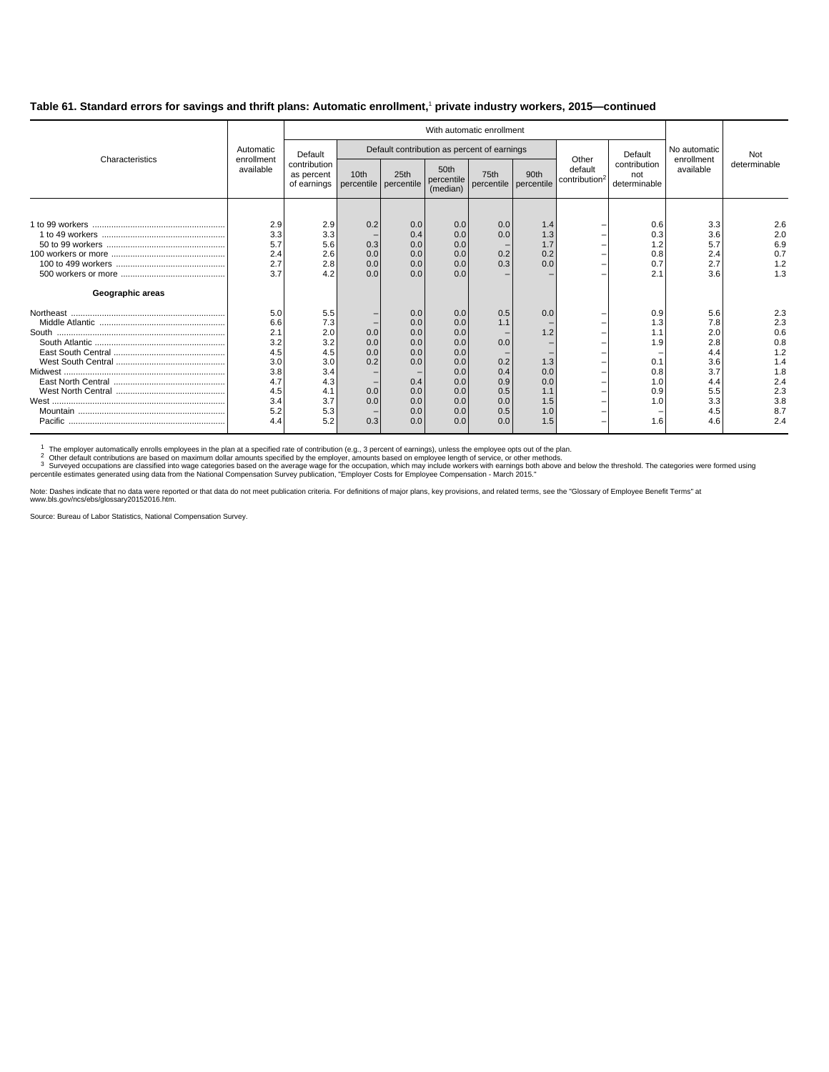## Table 61. Standard errors for savings and thrift plans: Automatic enrollment,[1] private industry workers, 2015—continued

| Characteristics | Automatic enrollment available | With automatic enrollment | | | | | | | | | No automatic enrollment available | Not determinable |
|---|---|---|---|---|---|---|---|---|---|---|---|---|
| | | Default contribution as percent of earnings | Default contribution as percent of earnings | | | | | Other default contribution[2] | Default contribution not determinable | | | |
| | | | 10th percentile | 25th percentile | 50th percentile (median) | 75th percentile | 90th percentile | | | | | |
| 1 to 99 workers | 2.9 | 2.9 | 0.2 | 0.0 | 0.0 | 0.0 | 1.4 | – | 0.6 | | 3.3 | 2.6 |
| 1 to 49 workers | 3.3 | 3.3 | – | 0.4 | 0.0 | 0.0 | 1.3 | – | 0.3 | | 3.6 | 2.0 |
| 50 to 99 workers | 5.7 | 5.6 | 0.3 | 0.0 | 0.0 | – | 1.7 | – | 1.2 | | 5.7 | 6.9 |
| 100 workers or more | 2.4 | 2.6 | 0.0 | 0.0 | 0.0 | 0.2 | 0.2 | – | 0.8 | | 2.4 | 0.7 |
| 100 to 499 workers | 2.7 | 2.8 | 0.0 | 0.0 | 0.0 | 0.3 | 0.0 | – | 0.7 | | 2.7 | 1.2 |
| 500 workers or more | 3.7 | 4.2 | 0.0 | 0.0 | 0.0 | – | – | – | 2.1 | | 3.6 | 1.3 |
| **Geographic areas** | | | | | | | | | | | | |
| Northeast | 5.0 | 5.5 | – | 0.0 | 0.0 | 0.5 | 0.0 | – | 0.9 | | 5.6 | 2.3 |
| Middle Atlantic | 6.6 | 7.3 | – | 0.0 | 0.0 | 1.1 | – | – | 1.3 | | 7.8 | 2.3 |
| South | 2.1 | 2.0 | 0.0 | 0.0 | 0.0 | – | 1.2 | – | 1.1 | | 2.0 | 0.6 |
| South Atlantic | 3.2 | 3.2 | 0.0 | 0.0 | 0.0 | 0.0 | – | – | 1.9 | | 2.8 | 0.8 |
| East South Central | 4.5 | 4.5 | 0.0 | 0.0 | 0.0 | – | – | – | – | | 4.4 | 1.2 |
| West South Central | 3.0 | 3.0 | 0.2 | 0.0 | 0.0 | 0.2 | 1.3 | – | 0.1 | | 3.6 | 1.4 |
| Midwest | 3.8 | 3.4 | – | – | 0.0 | 0.4 | 0.0 | – | 0.8 | | 3.7 | 1.8 |
| East North Central | 4.7 | 4.3 | – | 0.4 | 0.0 | 0.9 | 0.0 | – | 1.0 | | 4.4 | 2.4 |
| West North Central | 4.5 | 4.1 | 0.0 | 0.0 | 0.0 | 0.5 | 1.1 | – | 0.9 | | 5.5 | 2.3 |
| West | 3.4 | 3.7 | 0.0 | 0.0 | 0.0 | 0.0 | 1.5 | – | 1.0 | | 3.3 | 3.8 |
| Mountain | 5.2 | 5.3 | – | 0.0 | 0.0 | 0.5 | 1.0 | – | – | | 4.5 | 8.7 |
| Pacific | 4.4 | 5.2 | 0.3 | 0.0 | 0.0 | 0.0 | 1.5 | – | 1.6 | | 4.6 | 2.4 |

[1] The employer automatically enrolls employees in the plan at a specified rate of contribution (e.g., 3 percent of earnings), unless the employee opts out of the plan.
[2] Other default contributions are based on maximum dollar amounts specified by the employer, amounts based on employee length of service, or other methods.
[3] Surveyed occupations are classified into wage categories based on the average wage for the occupation, which may include workers with earnings both above and below the threshold. The categories were formed using percentile estimates generated using data from the National Compensation Survey publication, "Employer Costs for Employee Compensation - March 2015."

Note: Dashes indicate that no data were reported or that data do not meet publication criteria. For definitions of major plans, key provisions, and related terms, see the "Glossary of Employee Benefit Terms" at www.bls.gov/ncs/ebs/glossary20152016.htm.

Source: Bureau of Labor Statistics, National Compensation Survey.